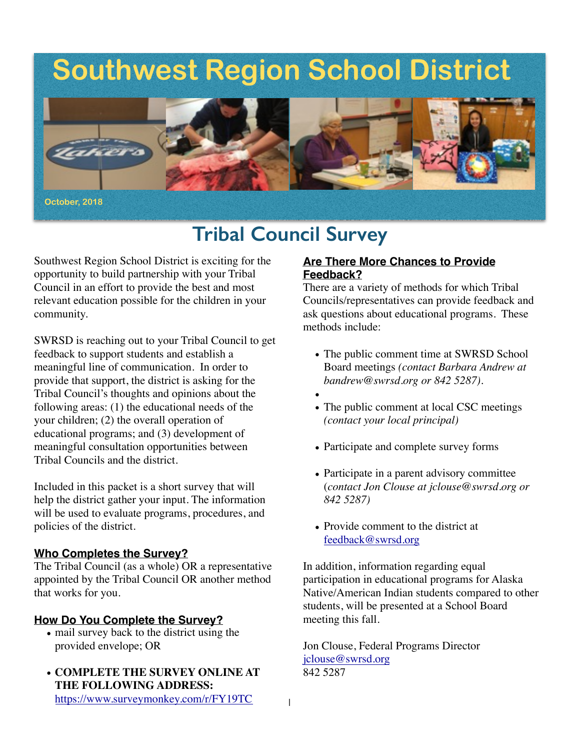# Southwest Region School District

October, 2018

## Tribal Council Survey

Southwest Region School District is exciting for the opportunity to build partnership with your Tribal Council in an effort to provide the best and most relevant education possible for the children in your community.

SWRSD is reaching out to your Tribal Council to get feedback to support students and establish a meaningful line of communication. In order to provide that support, the district is asking for the Tribal Council's thoughts and opinions about the following areas: (1) the educational needs of the your children; (2) the overall operation of educational programs; and (3) development of meaningful consultation opportunities between Tribal Councils and the district.

Included in this packet is a short survey that will help the district gather your input. The information will be used to evaluate programs, procedures, and policies of the district.

### Who Completes the Survey?

The Tribal Council (as a whole) OR a representative appointed by the Tribal Council OR another method that works for you.

### How Do You Complete the Survey?

- mail survey back to the district using the provided envelope; OR
- **COMPLETE THE SURVEY ONLINE AT THE FOLLOWING ADDRESS:** https://www.surveymonkey.com/r/FY19TC

### Are There More Chances to Provide Feedback?

There are a variety of methods for which Tribal Councils/representatives can provide feedback and ask questions about educational programs. These methods include:

- The public comment time at SWRSD School Board meetings *(contact Barbara Andrew at bandrew@swrsd.org or 842 5287)*.
- The public comment at local CSC meetings *(contact your local principal)*
- Participate and complete survey forms
- Participate in a parent advisory committee (*contact Jon Clouse at jclouse@swrsd.org or 842 5287)*
- Provide comment to the district at feedback@swrsd.org

In addition, information regarding equal participation in educational programs for Alaska Native/American Indian students compared to other students, will be presented at a School Board meeting this fall.

Jon Clouse, Federal Programs Director
jclouse@swrsd.org
842 5287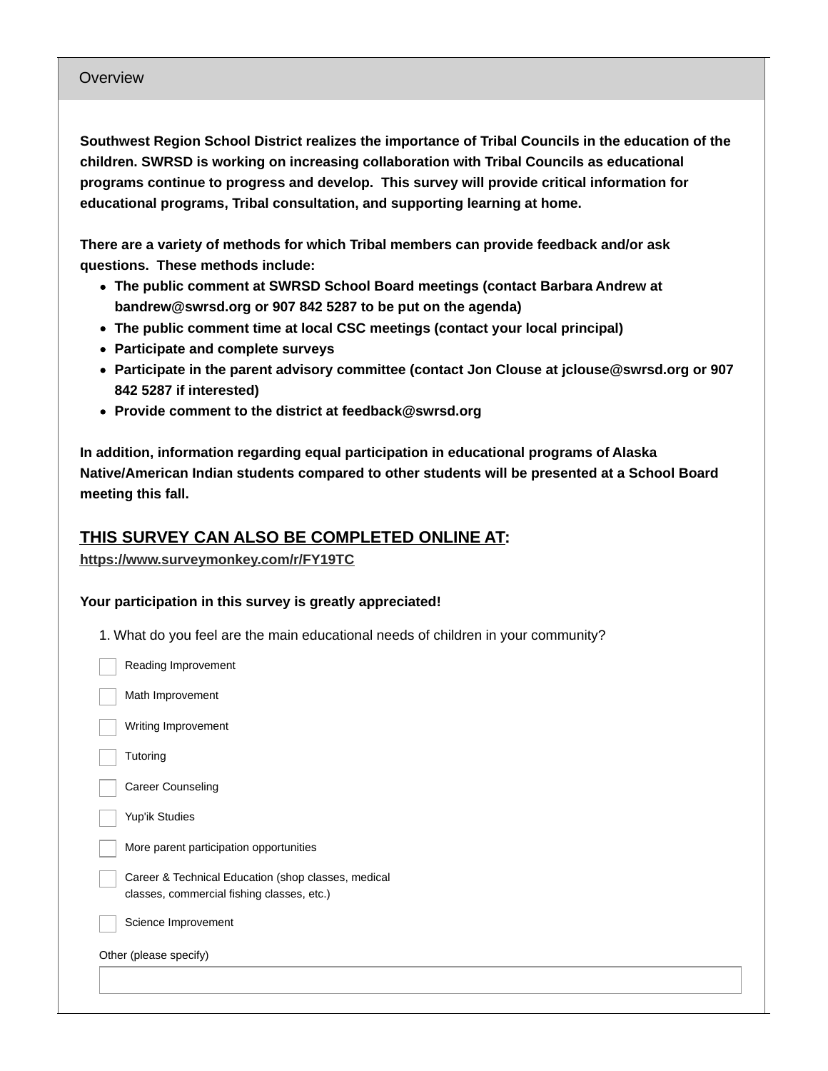## Overview

**Southwest Region School District realizes the importance of Tribal Councils in the education of the children. SWRSD is working on increasing collaboration with Tribal Councils as educational programs continue to progress and develop. This survey will provide critical information for educational programs, Tribal consultation, and supporting learning at home.**

**There are a variety of methods for which Tribal members can provide feedback and/or ask questions. These methods include:**

- **The public comment at SWRSD School Board meetings (contact Barbara Andrew at bandrew@swrsd.org or 907 842 5287 to be put on the agenda)**
- **The public comment time at local CSC meetings (contact your local principal)**
- **Participate and complete surveys**
- **Participate in the parent advisory committee (contact Jon Clouse at jclouse@swrsd.org or 907 842 5287 if interested)**
- **Provide comment to the district at feedback@swrsd.org**

**In addition, information regarding equal participation in educational programs of Alaska Native/American Indian students compared to other students will be presented at a School Board meeting this fall.**

**THIS SURVEY CAN ALSO BE COMPLETED ONLINE AT:**
**https://www.surveymonkey.com/r/FY19TC**

**Your participation in this survey is greatly appreciated!**

1. What do you feel are the main educational needs of children in your community?

- [ ] Reading Improvement
- [ ] Math Improvement
- [ ] Writing Improvement
- [ ] Tutoring
- [ ] Career Counseling
- [ ] Yup'ik Studies
- [ ] More parent participation opportunities
- [ ] Career & Technical Education (shop classes, medical classes, commercial fishing classes, etc.)
- [ ] Science Improvement

Other (please specify)

______________________________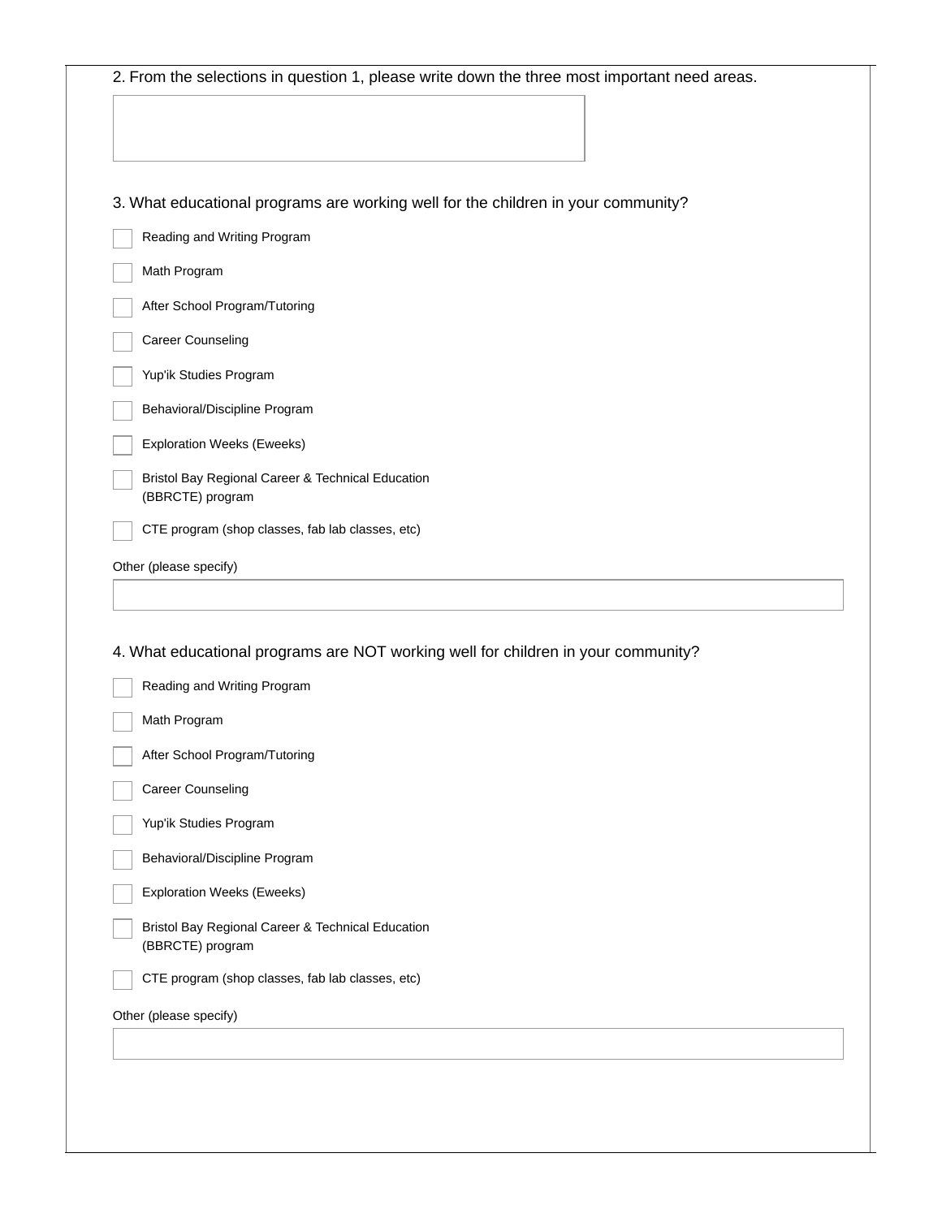2. From the selections in question 1, please write down the three most important need areas.

3. What educational programs are working well for the children in your community?

- [ ] Reading and Writing Program
- [ ] Math Program
- [ ] After School Program/Tutoring
- [ ] Career Counseling
- [ ] Yup'ik Studies Program
- [ ] Behavioral/Discipline Program
- [ ] Exploration Weeks (Eweeks)
- [ ] Bristol Bay Regional Career & Technical Education (BBRCTE) program
- [ ] CTE program (shop classes, fab lab classes, etc)

Other (please specify)

4. What educational programs are NOT working well for children in your community?

- [ ] Reading and Writing Program
- [ ] Math Program
- [ ] After School Program/Tutoring
- [ ] Career Counseling
- [ ] Yup'ik Studies Program
- [ ] Behavioral/Discipline Program
- [ ] Exploration Weeks (Eweeks)
- [ ] Bristol Bay Regional Career & Technical Education (BBRCTE) program
- [ ] CTE program (shop classes, fab lab classes, etc)

Other (please specify)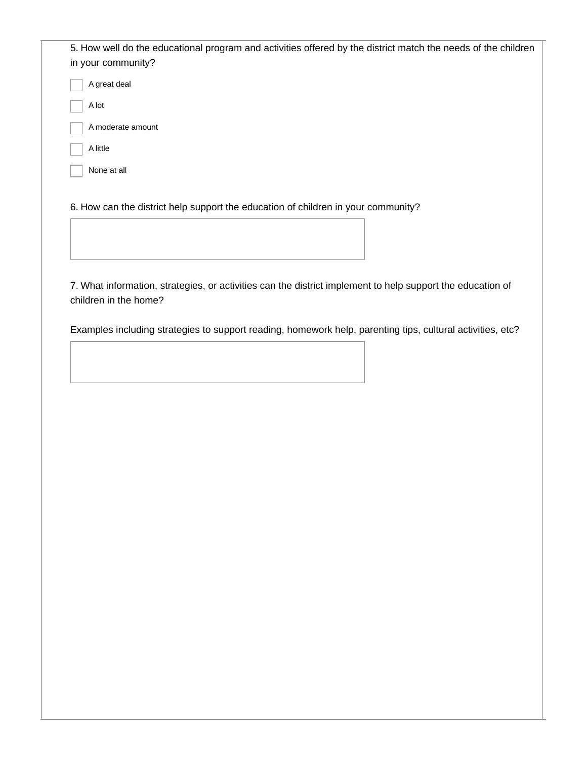5. How well do the educational program and activities offered by the district match the needs of the children in your community?

- [ ] A great deal
- [ ] A lot
- [ ] A moderate amount
- [ ] A little
- [ ] None at all

6. How can the district help support the education of children in your community?

7. What information, strategies, or activities can the district implement to help support the education of children in the home?

Examples including strategies to support reading, homework help, parenting tips, cultural activities, etc?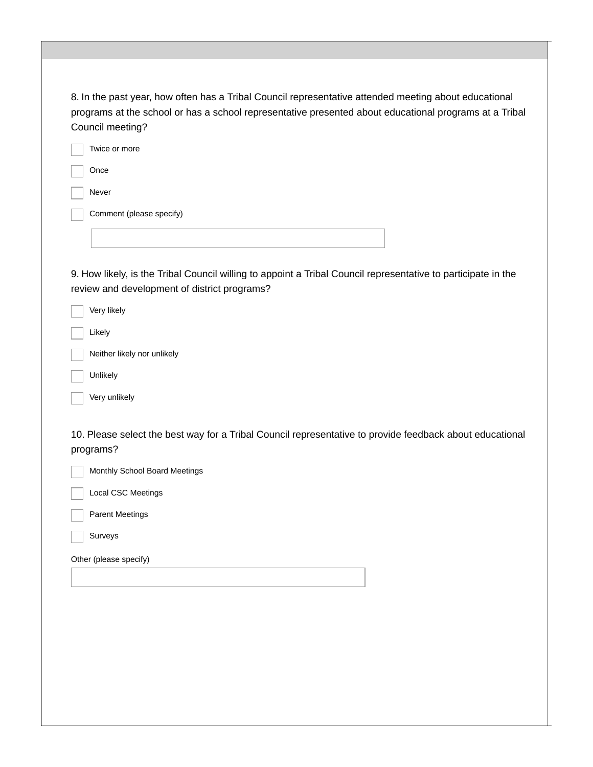8. In the past year, how often has a Tribal Council representative attended meeting about educational programs at the school or has a school representative presented about educational programs at a Tribal Council meeting?

- [ ] Twice or more
- [ ] Once
- [ ] Never
- [ ] Comment (please specify)

9. How likely, is the Tribal Council willing to appoint a Tribal Council representative to participate in the review and development of district programs?

- [ ] Very likely
- [ ] Likely
- [ ] Neither likely nor unlikely
- [ ] Unlikely
- [ ] Very unlikely

10. Please select the best way for a Tribal Council representative to provide feedback about educational programs?

- [ ] Monthly School Board Meetings
- [ ] Local CSC Meetings
- [ ] Parent Meetings
- [ ] Surveys

Other (please specify)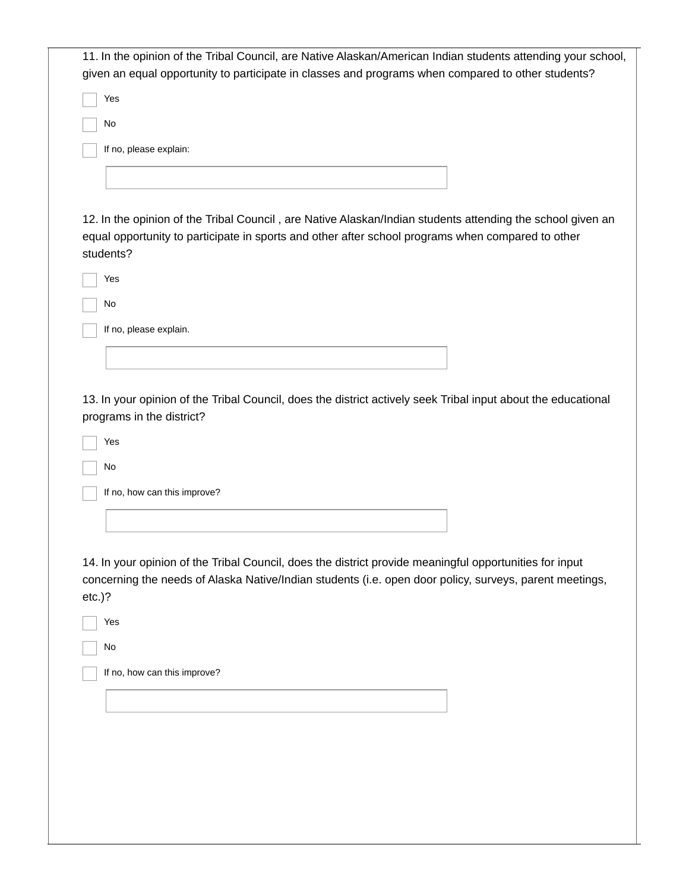11. In the opinion of the Tribal Council, are Native Alaskan/American Indian students attending your school, given an equal opportunity to participate in classes and programs when compared to other students?

- [ ] Yes
- [ ] No
- [ ] If no, please explain:

12. In the opinion of the Tribal Council , are Native Alaskan/Indian students attending the school given an equal opportunity to participate in sports and other after school programs when compared to other students?

- [ ] Yes
- [ ] No
- [ ] If no, please explain.

13. In your opinion of the Tribal Council, does the district actively seek Tribal input about the educational programs in the district?

- [ ] Yes
- [ ] No
- [ ] If no, how can this improve?

14. In your opinion of the Tribal Council, does the district provide meaningful opportunities for input concerning the needs of Alaska Native/Indian students (i.e. open door policy, surveys, parent meetings, etc.)?

- [ ] Yes
- [ ] No
- [ ] If no, how can this improve?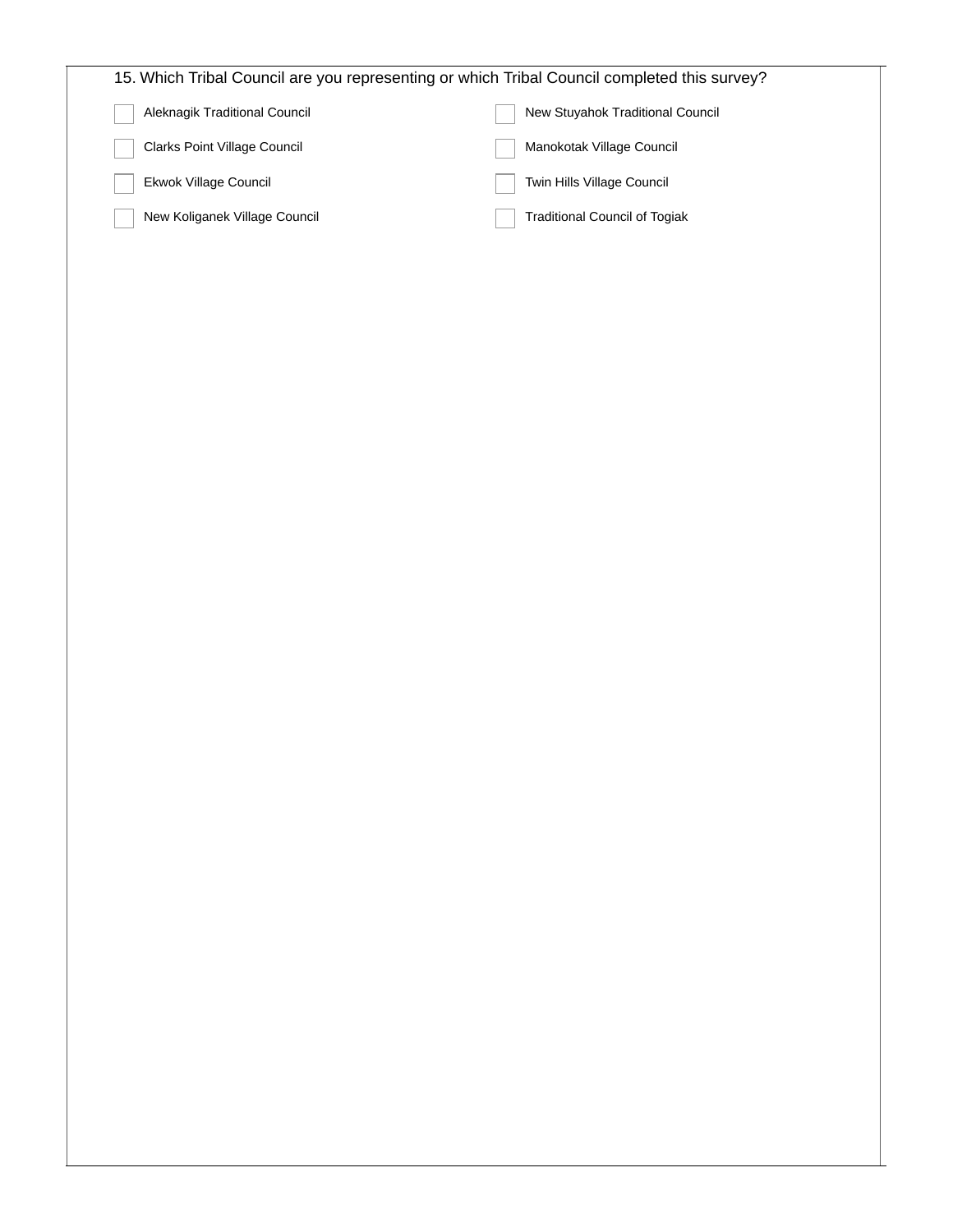15. Which Tribal Council are you representing or which Tribal Council completed this survey?

- [ ] Aleknagik Traditional Council
- [ ] Clarks Point Village Council
- [ ] Ekwok Village Council
- [ ] New Koliganek Village Council
- [ ] New Stuyahok Traditional Council
- [ ] Manokotak Village Council
- [ ] Twin Hills Village Council
- [ ] Traditional Council of Togiak